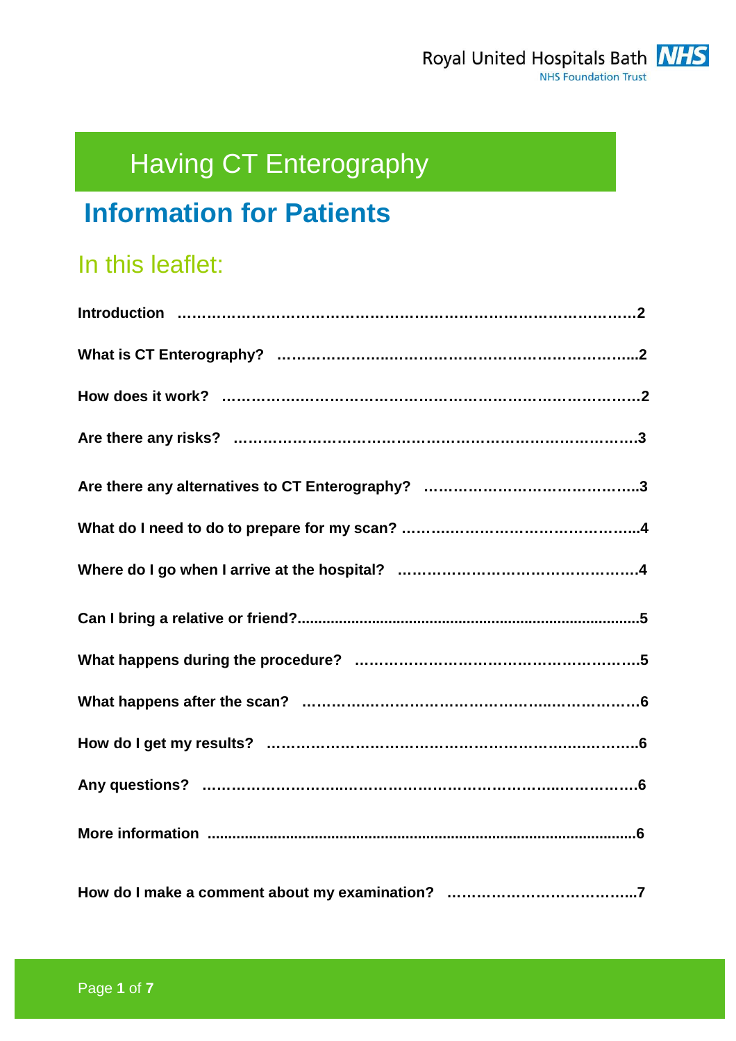Royal United Hospitals Bath NHS Foundation Trust

# Having CT Enterography

## Information for Patients

### In this leaflet:

**Introduction** ……………………………………………………………………………2

**What is CT Enterography?** ………………………………………………………….2

**How does it work?** …………………………………………………………………….2

**Are there any risks?** …………………………………………………………………..3

**Are there any alternatives to CT Enterography?** ……………………………………..3

**What do I need to do to prepare for my scan?** ………………………………………..4

**Where do I go when I arrive at the hospital?** …………………………………………4

**Can I bring a relative or friend?**……………………………………………………….5

**What happens during the procedure?** …………………………………………………5

**What happens after the scan?** …………………………………………………………6

**How do I get my results?** ……………………………………………………………..6

**Any questions?** …………………………………………………………………………6

**More information** ………………………………………………………………………6

**How do I make a comment about my examination?** …………………………………..7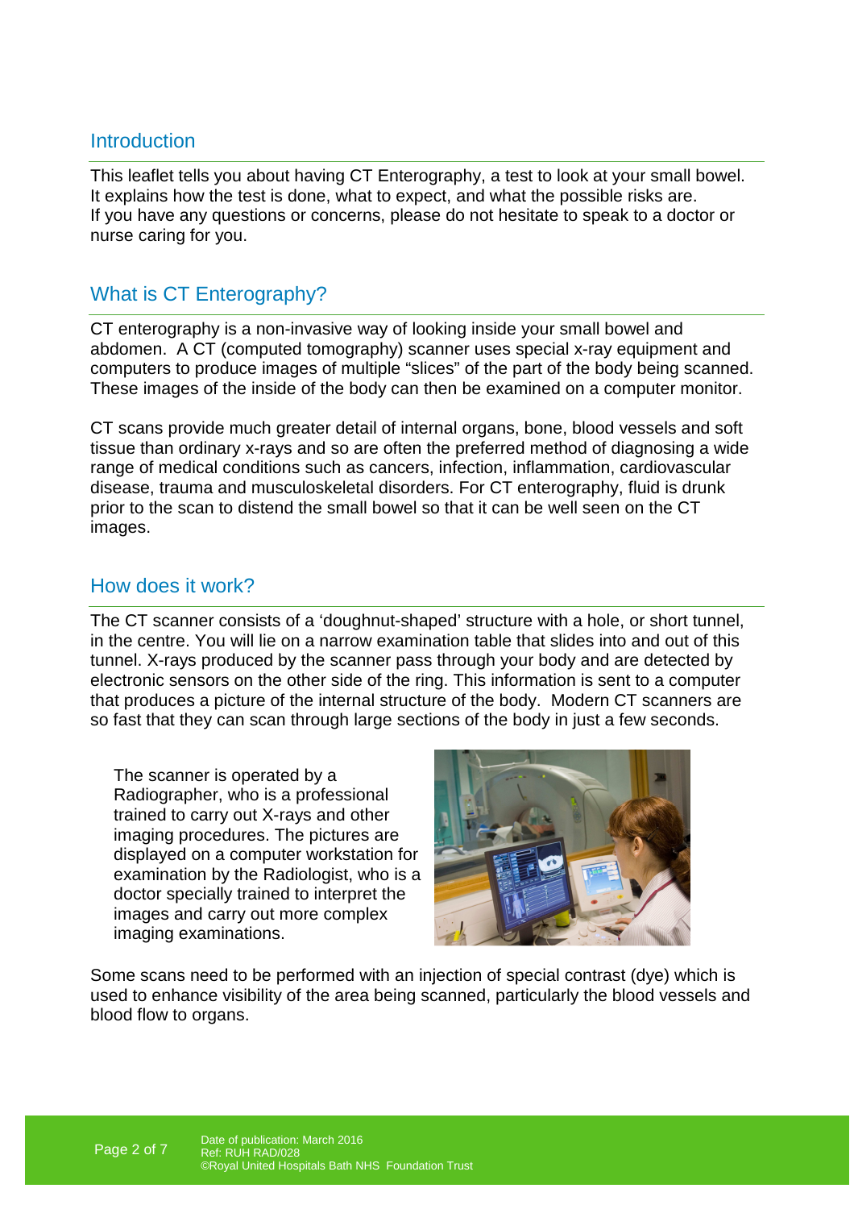## Introduction

This leaflet tells you about having CT Enterography, a test to look at your small bowel. It explains how the test is done, what to expect, and what the possible risks are.
If you have any questions or concerns, please do not hesitate to speak to a doctor or nurse caring for you.

## What is CT Enterography?

CT enterography is a non-invasive way of looking inside your small bowel and abdomen. A CT (computed tomography) scanner uses special x-ray equipment and computers to produce images of multiple “slices” of the part of the body being scanned. These images of the inside of the body can then be examined on a computer monitor.

CT scans provide much greater detail of internal organs, bone, blood vessels and soft tissue than ordinary x-rays and so are often the preferred method of diagnosing a wide range of medical conditions such as cancers, infection, inflammation, cardiovascular disease, trauma and musculoskeletal disorders. For CT enterography, fluid is drunk prior to the scan to distend the small bowel so that it can be well seen on the CT images.

## How does it work?

The CT scanner consists of a ‘doughnut-shaped’ structure with a hole, or short tunnel, in the centre. You will lie on a narrow examination table that slides into and out of this tunnel. X-rays produced by the scanner pass through your body and are detected by electronic sensors on the other side of the ring. This information is sent to a computer that produces a picture of the internal structure of the body. Modern CT scanners are so fast that they can scan through large sections of the body in just a few seconds.

The scanner is operated by a Radiographer, who is a professional trained to carry out X-rays and other imaging procedures. The pictures are displayed on a computer workstation for examination by the Radiologist, who is a doctor specially trained to interpret the images and carry out more complex imaging examinations.

Some scans need to be performed with an injection of special contrast (dye) which is used to enhance visibility of the area being scanned, particularly the blood vessels and blood flow to organs.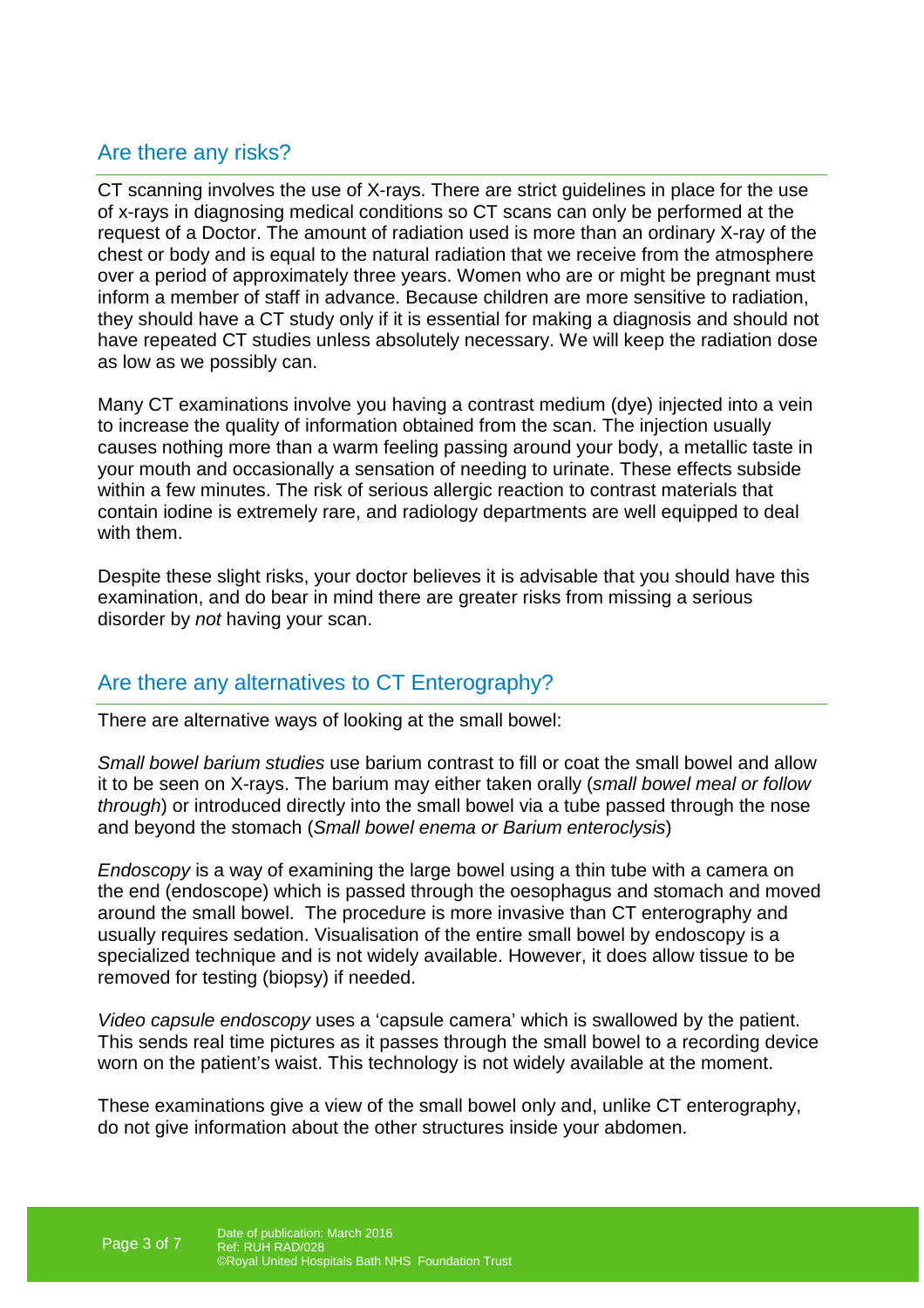## Are there any risks?

CT scanning involves the use of X-rays. There are strict guidelines in place for the use of x-rays in diagnosing medical conditions so CT scans can only be performed at the request of a Doctor. The amount of radiation used is more than an ordinary X-ray of the chest or body and is equal to the natural radiation that we receive from the atmosphere over a period of approximately three years. Women who are or might be pregnant must inform a member of staff in advance. Because children are more sensitive to radiation, they should have a CT study only if it is essential for making a diagnosis and should not have repeated CT studies unless absolutely necessary. We will keep the radiation dose as low as we possibly can.

Many CT examinations involve you having a contrast medium (dye) injected into a vein to increase the quality of information obtained from the scan. The injection usually causes nothing more than a warm feeling passing around your body, a metallic taste in your mouth and occasionally a sensation of needing to urinate. These effects subside within a few minutes. The risk of serious allergic reaction to contrast materials that contain iodine is extremely rare, and radiology departments are well equipped to deal with them.

Despite these slight risks, your doctor believes it is advisable that you should have this examination, and do bear in mind there are greater risks from missing a serious disorder by *not* having your scan.

## Are there any alternatives to CT Enterography?

There are alternative ways of looking at the small bowel:

*Small bowel barium studies* use barium contrast to fill or coat the small bowel and allow it to be seen on X-rays. The barium may either taken orally (*small bowel meal or follow through*) or introduced directly into the small bowel via a tube passed through the nose and beyond the stomach (*Small bowel enema or Barium enteroclysis*)

*Endoscopy* is a way of examining the large bowel using a thin tube with a camera on the end (endoscope) which is passed through the oesophagus and stomach and moved around the small bowel. The procedure is more invasive than CT enterography and usually requires sedation. Visualisation of the entire small bowel by endoscopy is a specialized technique and is not widely available. However, it does allow tissue to be removed for testing (biopsy) if needed.

*Video capsule endoscopy* uses a 'capsule camera' which is swallowed by the patient. This sends real time pictures as it passes through the small bowel to a recording device worn on the patient's waist. This technology is not widely available at the moment.

These examinations give a view of the small bowel only and, unlike CT enterography, do not give information about the other structures inside your abdomen.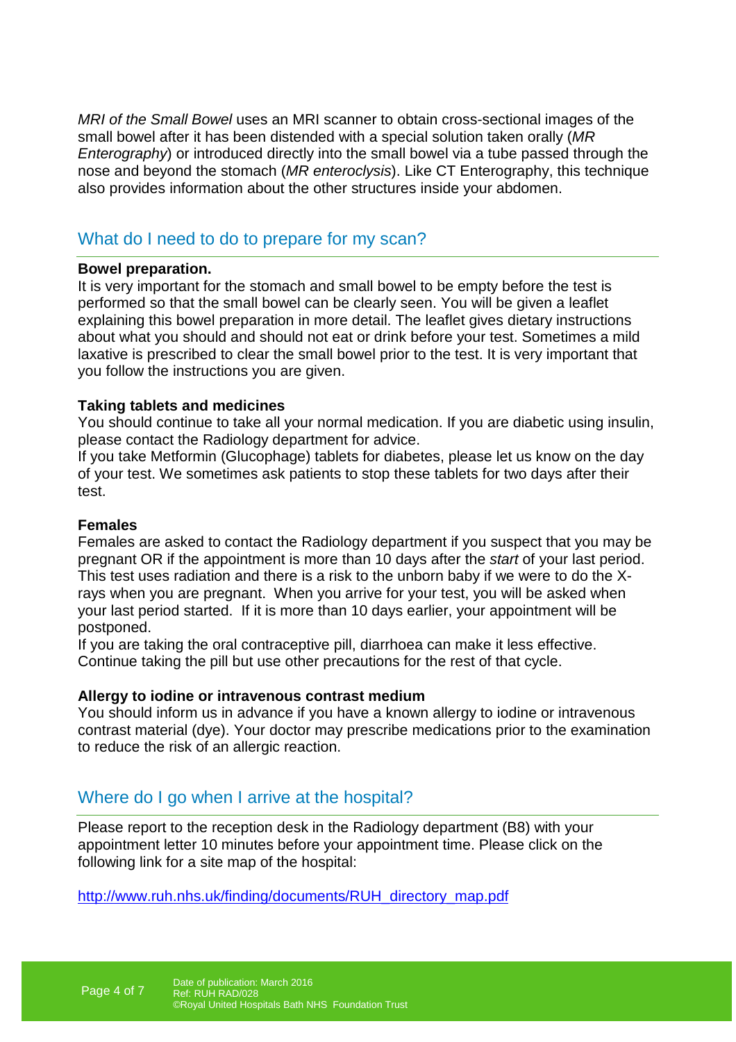*MRI of the Small Bowel* uses an MRI scanner to obtain cross-sectional images of the small bowel after it has been distended with a special solution taken orally (*MR Enterography*) or introduced directly into the small bowel via a tube passed through the nose and beyond the stomach (*MR enteroclysis*). Like CT Enterography, this technique also provides information about the other structures inside your abdomen.

## What do I need to do to prepare for my scan?

**Bowel preparation.**
It is very important for the stomach and small bowel to be empty before the test is performed so that the small bowel can be clearly seen. You will be given a leaflet explaining this bowel preparation in more detail. The leaflet gives dietary instructions about what you should and should not eat or drink before your test. Sometimes a mild laxative is prescribed to clear the small bowel prior to the test. It is very important that you follow the instructions you are given.

**Taking tablets and medicines**
You should continue to take all your normal medication. If you are diabetic using insulin, please contact the Radiology department for advice.
If you take Metformin (Glucophage) tablets for diabetes, please let us know on the day of your test. We sometimes ask patients to stop these tablets for two days after their test.

**Females**
Females are asked to contact the Radiology department if you suspect that you may be pregnant OR if the appointment is more than 10 days after the *start* of your last period. This test uses radiation and there is a risk to the unborn baby if we were to do the X-rays when you are pregnant. When you arrive for your test, you will be asked when your last period started. If it is more than 10 days earlier, your appointment will be postponed.
If you are taking the oral contraceptive pill, diarrhoea can make it less effective. Continue taking the pill but use other precautions for the rest of that cycle.

**Allergy to iodine or intravenous contrast medium**
You should inform us in advance if you have a known allergy to iodine or intravenous contrast material (dye). Your doctor may prescribe medications prior to the examination to reduce the risk of an allergic reaction.

## Where do I go when I arrive at the hospital?

Please report to the reception desk in the Radiology department (B8) with your appointment letter 10 minutes before your appointment time. Please click on the following link for a site map of the hospital:

http://www.ruh.nhs.uk/finding/documents/RUH_directory_map.pdf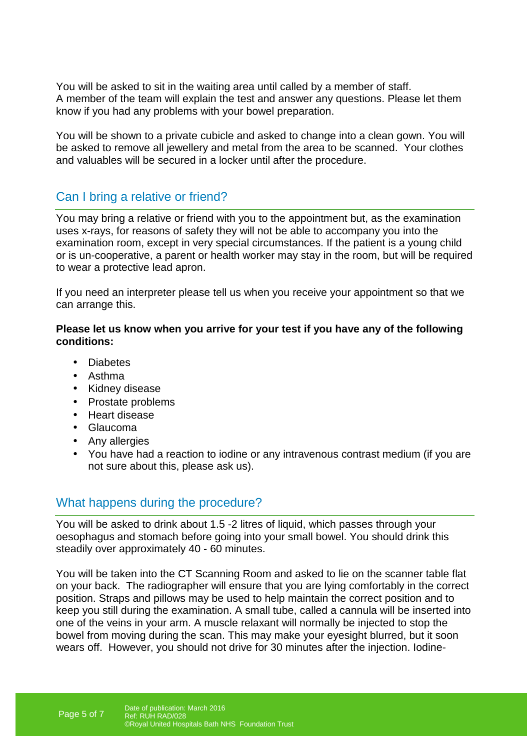You will be asked to sit in the waiting area until called by a member of staff. A member of the team will explain the test and answer any questions. Please let them know if you had any problems with your bowel preparation.

You will be shown to a private cubicle and asked to change into a clean gown. You will be asked to remove all jewellery and metal from the area to be scanned. Your clothes and valuables will be secured in a locker until after the procedure.

## Can I bring a relative or friend?

You may bring a relative or friend with you to the appointment but, as the examination uses x-rays, for reasons of safety they will not be able to accompany you into the examination room, except in very special circumstances. If the patient is a young child or is un-cooperative, a parent or health worker may stay in the room, but will be required to wear a protective lead apron.

If you need an interpreter please tell us when you receive your appointment so that we can arrange this.

**Please let us know when you arrive for your test if you have any of the following conditions:**

- Diabetes
- Asthma
- Kidney disease
- Prostate problems
- Heart disease
- Glaucoma
- Any allergies
- You have had a reaction to iodine or any intravenous contrast medium (if you are not sure about this, please ask us).

## What happens during the procedure?

You will be asked to drink about 1.5 -2 litres of liquid, which passes through your oesophagus and stomach before going into your small bowel. You should drink this steadily over approximately 40 - 60 minutes.

You will be taken into the CT Scanning Room and asked to lie on the scanner table flat on your back. The radiographer will ensure that you are lying comfortably in the correct position. Straps and pillows may be used to help maintain the correct position and to keep you still during the examination. A small tube, called a cannula will be inserted into one of the veins in your arm. A muscle relaxant will normally be injected to stop the bowel from moving during the scan. This may make your eyesight blurred, but it soon wears off. However, you should not drive for 30 minutes after the injection. Iodine-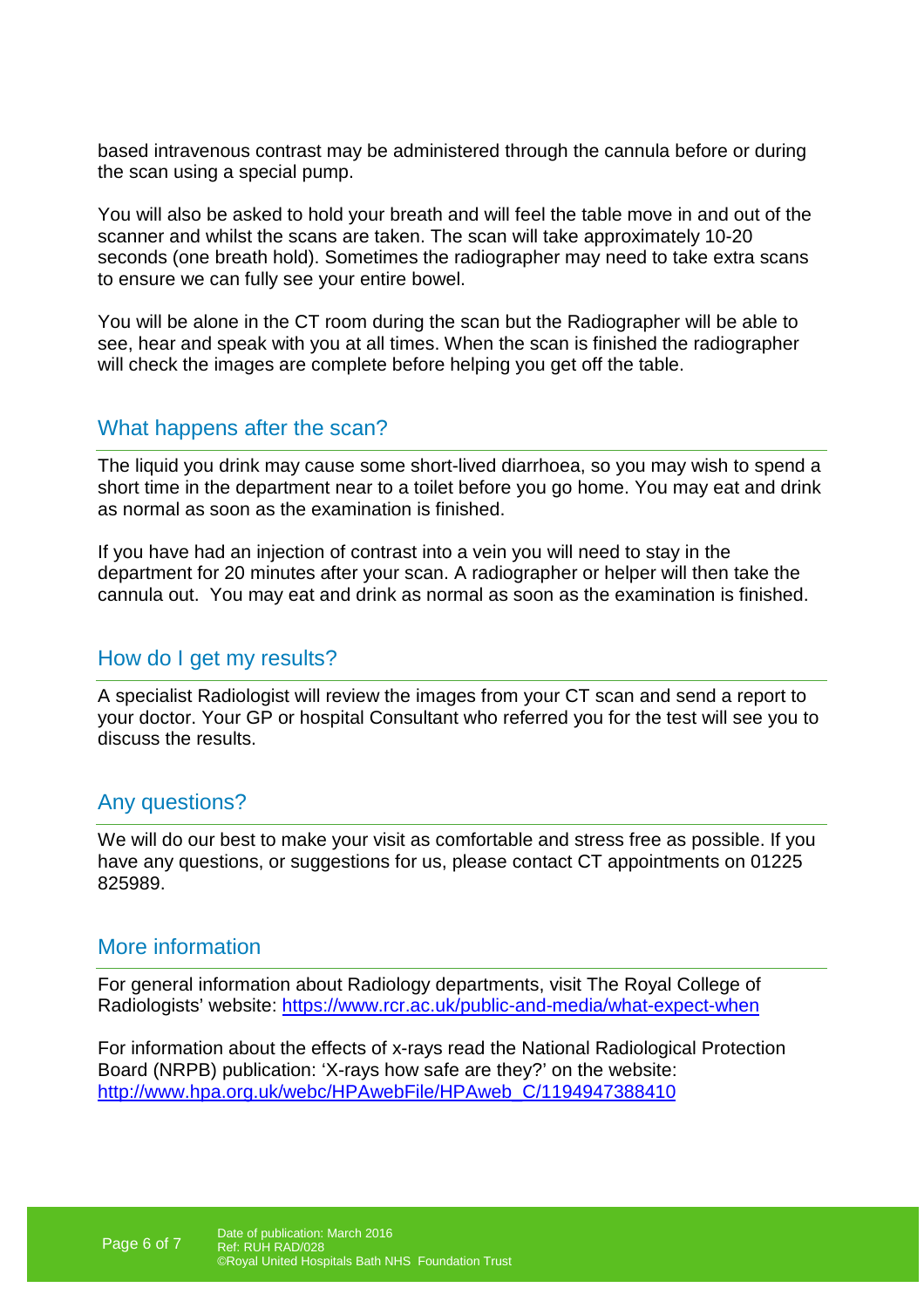based intravenous contrast may be administered through the cannula before or during the scan using a special pump.

You will also be asked to hold your breath and will feel the table move in and out of the scanner and whilst the scans are taken. The scan will take approximately 10-20 seconds (one breath hold). Sometimes the radiographer may need to take extra scans to ensure we can fully see your entire bowel.

You will be alone in the CT room during the scan but the Radiographer will be able to see, hear and speak with you at all times. When the scan is finished the radiographer will check the images are complete before helping you get off the table.

## What happens after the scan?

The liquid you drink may cause some short-lived diarrhoea, so you may wish to spend a short time in the department near to a toilet before you go home. You may eat and drink as normal as soon as the examination is finished.

If you have had an injection of contrast into a vein you will need to stay in the department for 20 minutes after your scan. A radiographer or helper will then take the cannula out. You may eat and drink as normal as soon as the examination is finished.

## How do I get my results?

A specialist Radiologist will review the images from your CT scan and send a report to your doctor. Your GP or hospital Consultant who referred you for the test will see you to discuss the results.

## Any questions?

We will do our best to make your visit as comfortable and stress free as possible. If you have any questions, or suggestions for us, please contact CT appointments on 01225 825989.

## More information

For general information about Radiology departments, visit The Royal College of Radiologists' website: https://www.rcr.ac.uk/public-and-media/what-expect-when

For information about the effects of x-rays read the National Radiological Protection Board (NRPB) publication: 'X-rays how safe are they?' on the website: http://www.hpa.org.uk/webc/HPAwebFile/HPAweb_C/1194947388410

Date of publication: March 2016
Ref: RUH RAD/028
©Royal United Hospitals Bath NHS Foundation Trust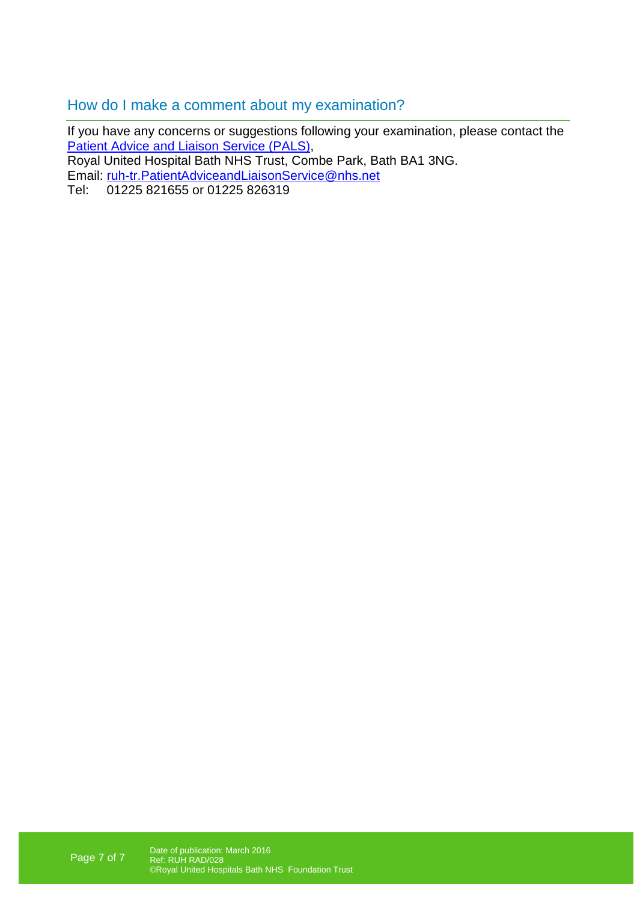## How do I make a comment about my examination?

If you have any concerns or suggestions following your examination, please contact the Patient Advice and Liaison Service (PALS),
Royal United Hospital Bath NHS Trust, Combe Park, Bath BA1 3NG.
Email: ruh-tr.PatientAdviceandLiaisonService@nhs.net
Tel: 01225 821655 or 01225 826319

Date of publication: March 2016
Ref: RUH RAD/028
©Royal United Hospitals Bath NHS Foundation Trust